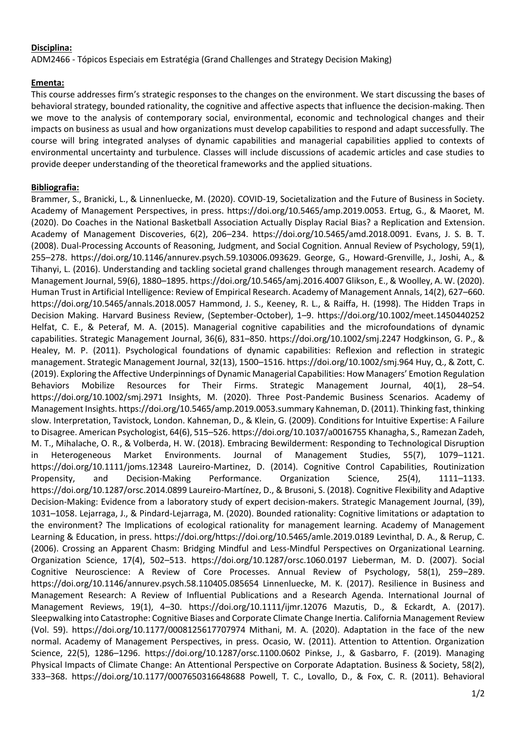**Disciplina:**

ADM2466 - Tópicos Especiais em Estratégia (Grand Challenges and Strategy Decision Making)

**Ementa:**

This course addresses firm's strategic responses to the changes on the environment. We start discussing the bases of behavioral strategy, bounded rationality, the cognitive and affective aspects that influence the decision-making. Then we move to the analysis of contemporary social, environmental, economic and technological changes and their impacts on business as usual and how organizations must develop capabilities to respond and adapt successfully. The course will bring integrated analyses of dynamic capabilities and managerial capabilities applied to contexts of environmental uncertainty and turbulence. Classes will include discussions of academic articles and case studies to provide deeper understanding of the theoretical frameworks and the applied situations.

**Bibliografia:**

Brammer, S., Branicki, L., & Linnenluecke, M. (2020). COVID-19, Societalization and the Future of Business in Society. Academy of Management Perspectives, in press. https://doi.org/10.5465/amp.2019.0053. Ertug, G., & Maoret, M. (2020). Do Coaches in the National Basketball Association Actually Display Racial Bias? a Replication and Extension. Academy of Management Discoveries, 6(2), 206–234. https://doi.org/10.5465/amd.2018.0091. Evans, J. S. B. T. (2008). Dual-Processing Accounts of Reasoning, Judgment, and Social Cognition. Annual Review of Psychology, 59(1), 255–278. https://doi.org/10.1146/annurev.psych.59.103006.093629. George, G., Howard-Grenville, J., Joshi, A., & Tihanyi, L. (2016). Understanding and tackling societal grand challenges through management research. Academy of Management Journal, 59(6), 1880–1895. https://doi.org/10.5465/amj.2016.4007 Glikson, E., & Woolley, A. W. (2020). Human Trust in Artificial Intelligence: Review of Empirical Research. Academy of Management Annals, 14(2), 627–660. https://doi.org/10.5465/annals.2018.0057 Hammond, J. S., Keeney, R. L., & Raiffa, H. (1998). The Hidden Traps in Decision Making. Harvard Business Review, (September-October), 1–9. https://doi.org/10.1002/meet.1450440252 Helfat, C. E., & Peteraf, M. A. (2015). Managerial cognitive capabilities and the microfoundations of dynamic capabilities. Strategic Management Journal, 36(6), 831–850. https://doi.org/10.1002/smj.2247 Hodgkinson, G. P., & Healey, M. P. (2011). Psychological foundations of dynamic capabilities: Reflexion and reflection in strategic management. Strategic Management Journal, 32(13), 1500–1516. https://doi.org/10.1002/smj.964 Huy, Q., & Zott, C. (2019). Exploring the Affective Underpinnings of Dynamic Managerial Capabilities: How Managers' Emotion Regulation Behaviors Mobilize Resources for Their Firms. Strategic Management Journal, 40(1), 28–54. https://doi.org/10.1002/smj.2971 Insights, M. (2020). Three Post-Pandemic Business Scenarios. Academy of Management Insights. https://doi.org/10.5465/amp.2019.0053.summary Kahneman, D. (2011). Thinking fast, thinking slow. Interpretation, Tavistock, London. Kahneman, D., & Klein, G. (2009). Conditions for Intuitive Expertise: A Failure to Disagree. American Psychologist, 64(6), 515–526. https://doi.org/10.1037/a0016755 Khanagha, S., Ramezan Zadeh, M. T., Mihalache, O. R., & Volberda, H. W. (2018). Embracing Bewilderment: Responding to Technological Disruption in Heterogeneous Market Environments. Journal of Management Studies, 55(7), 1079–1121. https://doi.org/10.1111/joms.12348 Laureiro-Martinez, D. (2014). Cognitive Control Capabilities, Routinization Propensity, and Decision-Making Performance. Organization Science, 25(4), 1111–1133. https://doi.org/10.1287/orsc.2014.0899 Laureiro-Martínez, D., & Brusoni, S. (2018). Cognitive Flexibility and Adaptive Decision-Making: Evidence from a laboratory study of expert decision-makers. Strategic Management Journal, (39), 1031–1058. Lejarraga, J., & Pindard-Lejarraga, M. (2020). Bounded rationality: Cognitive limitations or adaptation to the environment? The Implications of ecological rationality for management learning. Academy of Management Learning & Education, in press. https://doi.org/https://doi.org/10.5465/amle.2019.0189 Levinthal, D. A., & Rerup, C. (2006). Crossing an Apparent Chasm: Bridging Mindful and Less-Mindful Perspectives on Organizational Learning. Organization Science, 17(4), 502–513. https://doi.org/10.1287/orsc.1060.0197 Lieberman, M. D. (2007). Social Cognitive Neuroscience: A Review of Core Processes. Annual Review of Psychology, 58(1), 259–289. https://doi.org/10.1146/annurev.psych.58.110405.085654 Linnenluecke, M. K. (2017). Resilience in Business and Management Research: A Review of Influential Publications and a Research Agenda. International Journal of Management Reviews, 19(1), 4–30. https://doi.org/10.1111/ijmr.12076 Mazutis, D., & Eckardt, A. (2017). Sleepwalking into Catastrophe: Cognitive Biases and Corporate Climate Change Inertia. California Management Review (Vol. 59). https://doi.org/10.1177/0008125617707974 Mithani, M. A. (2020). Adaptation in the face of the new normal. Academy of Management Perspectives, in press. Ocasio, W. (2011). Attention to Attention. Organization Science, 22(5), 1286–1296. https://doi.org/10.1287/orsc.1100.0602 Pinkse, J., & Gasbarro, F. (2019). Managing Physical Impacts of Climate Change: An Attentional Perspective on Corporate Adaptation. Business & Society, 58(2), 333–368. https://doi.org/10.1177/0007650316648688 Powell, T. C., Lovallo, D., & Fox, C. R. (2011). Behavioral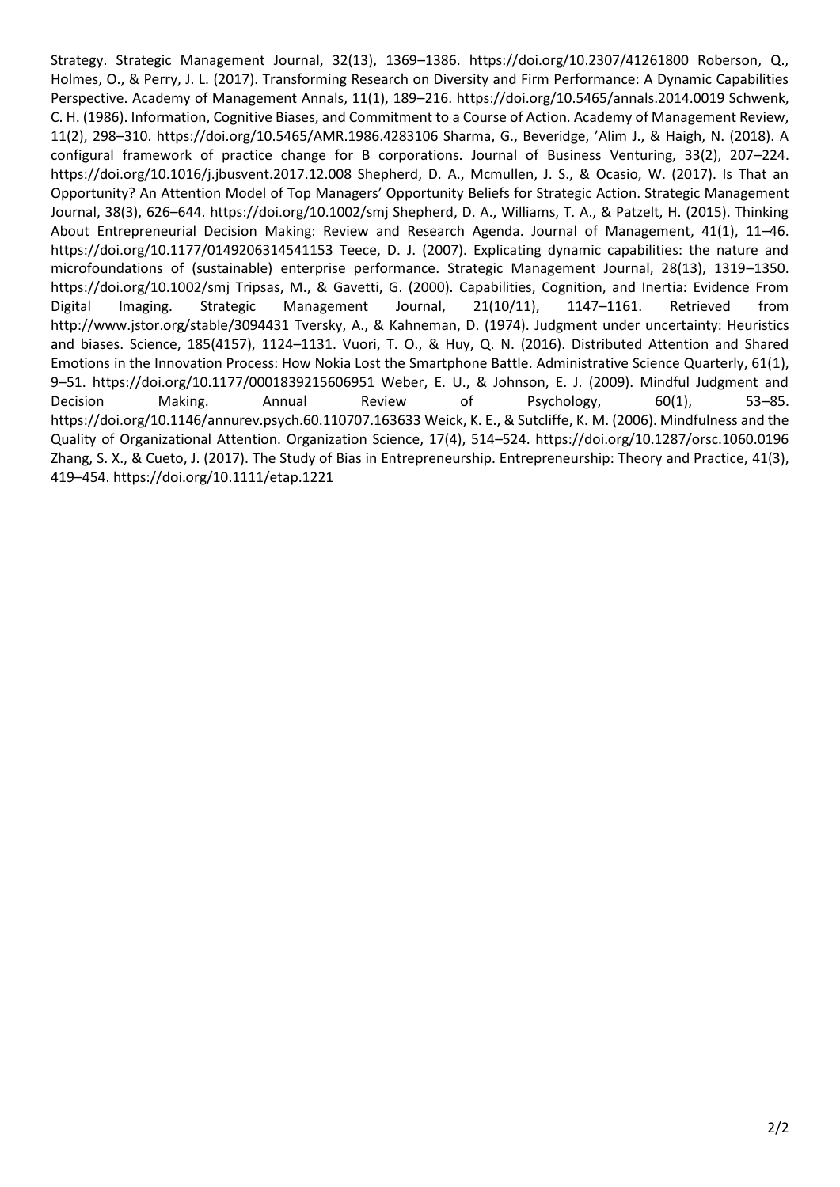Strategy. Strategic Management Journal, 32(13), 1369–1386. https://doi.org/10.2307/41261800 Roberson, Q., Holmes, O., & Perry, J. L. (2017). Transforming Research on Diversity and Firm Performance: A Dynamic Capabilities Perspective. Academy of Management Annals, 11(1), 189–216. https://doi.org/10.5465/annals.2014.0019 Schwenk, C. H. (1986). Information, Cognitive Biases, and Commitment to a Course of Action. Academy of Management Review, 11(2), 298–310. https://doi.org/10.5465/AMR.1986.4283106 Sharma, G., Beveridge, 'Alim J., & Haigh, N. (2018). A configural framework of practice change for B corporations. Journal of Business Venturing, 33(2), 207–224. https://doi.org/10.1016/j.jbusvent.2017.12.008 Shepherd, D. A., Mcmullen, J. S., & Ocasio, W. (2017). Is That an Opportunity? An Attention Model of Top Managers' Opportunity Beliefs for Strategic Action. Strategic Management Journal, 38(3), 626–644. https://doi.org/10.1002/smj Shepherd, D. A., Williams, T. A., & Patzelt, H. (2015). Thinking About Entrepreneurial Decision Making: Review and Research Agenda. Journal of Management, 41(1), 11–46. https://doi.org/10.1177/0149206314541153 Teece, D. J. (2007). Explicating dynamic capabilities: the nature and microfoundations of (sustainable) enterprise performance. Strategic Management Journal, 28(13), 1319–1350. https://doi.org/10.1002/smj Tripsas, M., & Gavetti, G. (2000). Capabilities, Cognition, and Inertia: Evidence From Digital Imaging. Strategic Management Journal, 21(10/11), 1147–1161. Retrieved from http://www.jstor.org/stable/3094431 Tversky, A., & Kahneman, D. (1974). Judgment under uncertainty: Heuristics and biases. Science, 185(4157), 1124–1131. Vuori, T. O., & Huy, Q. N. (2016). Distributed Attention and Shared Emotions in the Innovation Process: How Nokia Lost the Smartphone Battle. Administrative Science Quarterly, 61(1), 9–51. https://doi.org/10.1177/0001839215606951 Weber, E. U., & Johnson, E. J. (2009). Mindful Judgment and Decision Making. Annual Review of Psychology, 60(1), 53–85. https://doi.org/10.1146/annurev.psych.60.110707.163633 Weick, K. E., & Sutcliffe, K. M. (2006). Mindfulness and the Quality of Organizational Attention. Organization Science, 17(4), 514–524. https://doi.org/10.1287/orsc.1060.0196 Zhang, S. X., & Cueto, J. (2017). The Study of Bias in Entrepreneurship. Entrepreneurship: Theory and Practice, 41(3), 419–454. https://doi.org/10.1111/etap.1221